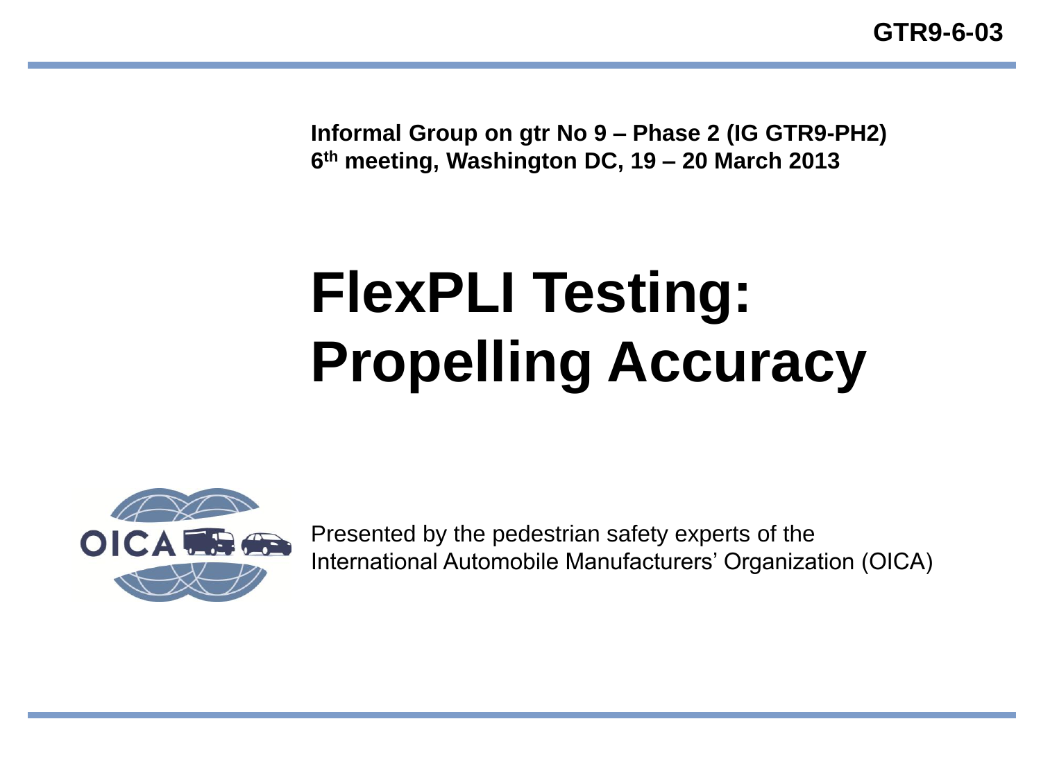GTR9-6-03

**Informal Group on gtr No 9 – Phase 2 (IG GTR9-PH2)**
**6th meeting, Washington DC, 19 – 20 March 2013**

# FlexPLI Testing: Propelling Accuracy

Presented by the pedestrian safety experts of the International Automobile Manufacturers' Organization (OICA)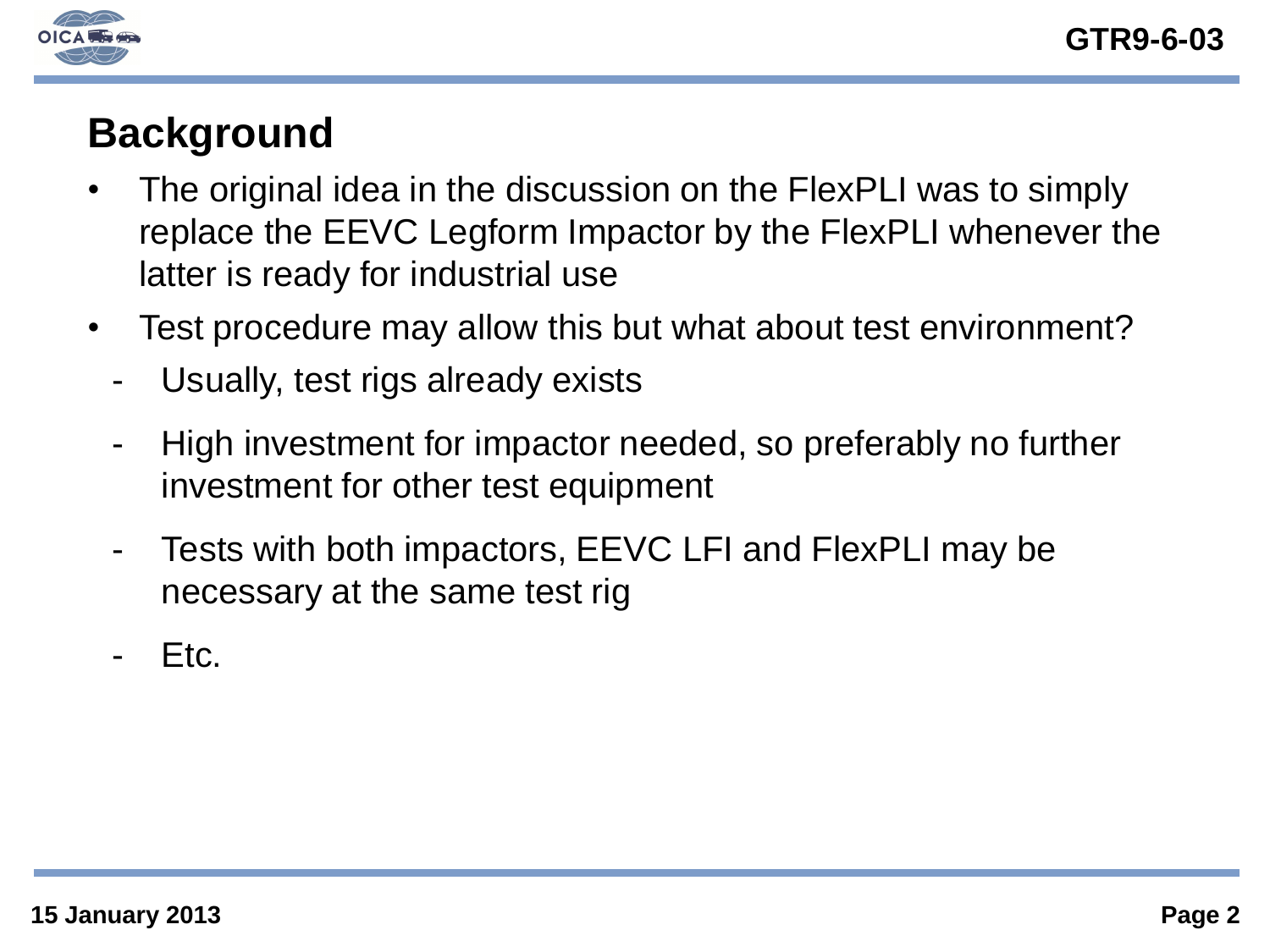## Background

- The original idea in the discussion on the FlexPLI was to simply replace the EEVC Legform Impactor by the FlexPLI whenever the latter is ready for industrial use
- Test procedure may allow this but what about test environment?
  - Usually, test rigs already exists
  - High investment for impactor needed, so preferably no further investment for other test equipment
  - Tests with both impactors, EEVC LFI and FlexPLI may be necessary at the same test rig
  - Etc.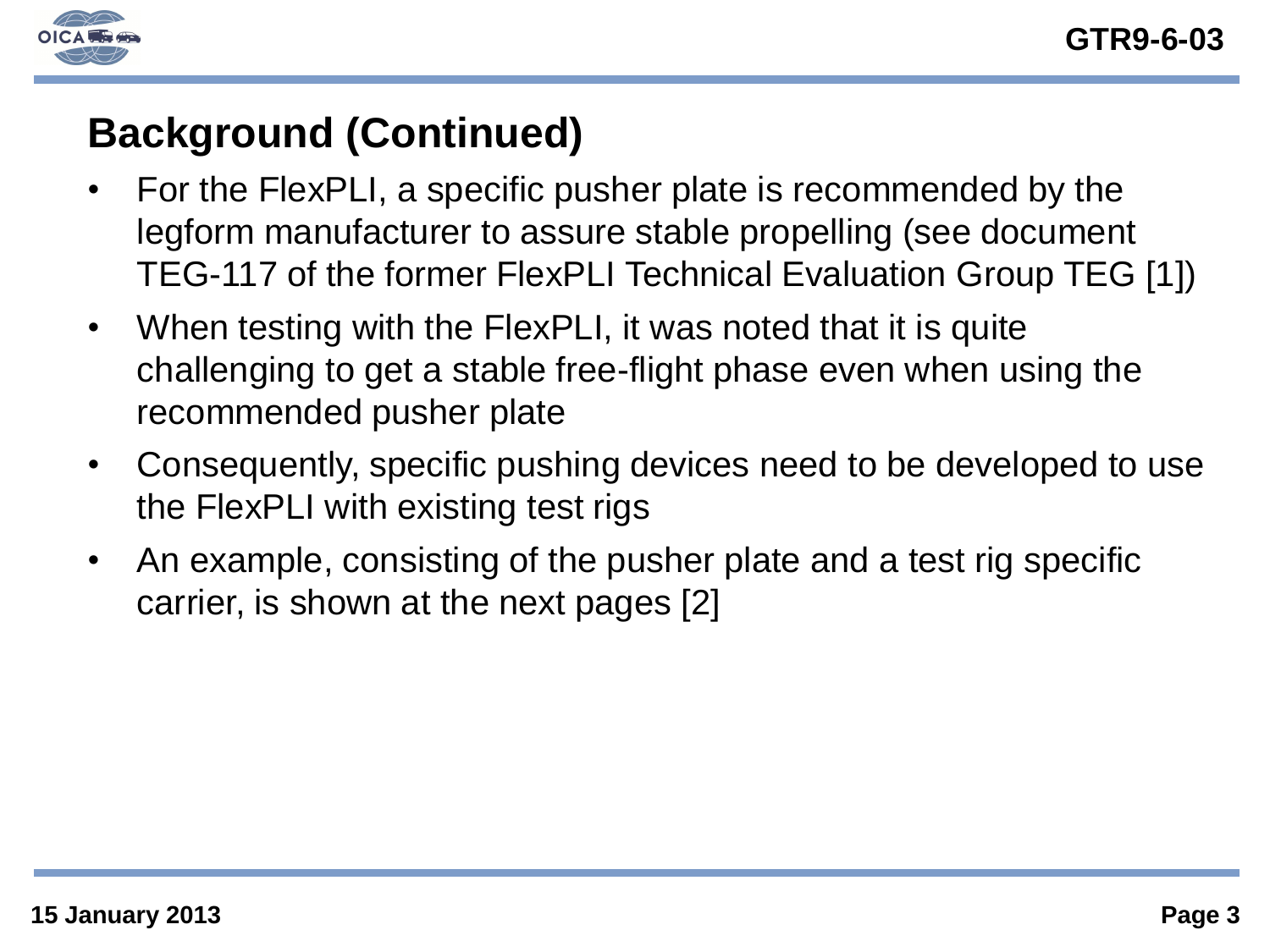## Background (Continued)

- For the FlexPLI, a specific pusher plate is recommended by the legform manufacturer to assure stable propelling (see document TEG-117 of the former FlexPLI Technical Evaluation Group TEG [1])
- When testing with the FlexPLI, it was noted that it is quite challenging to get a stable free-flight phase even when using the recommended pusher plate
- Consequently, specific pushing devices need to be developed to use the FlexPLI with existing test rigs
- An example, consisting of the pusher plate and a test rig specific carrier, is shown at the next pages [2]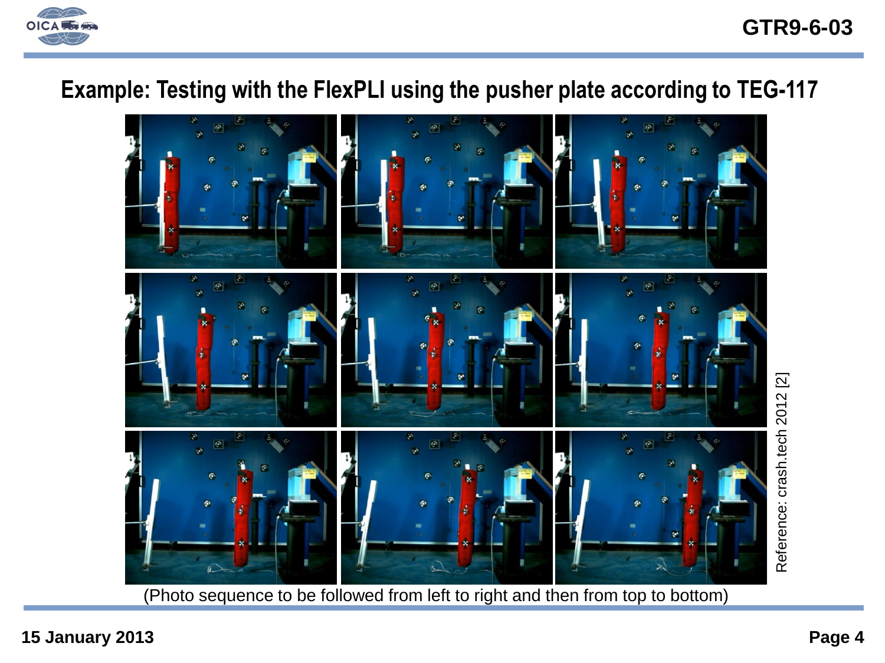# Example: Testing with the FlexPLI using the pusher plate according to TEG-117

(Photo sequence to be followed from left to right and then from top to bottom)

Reference: crash.tech 2012 [2]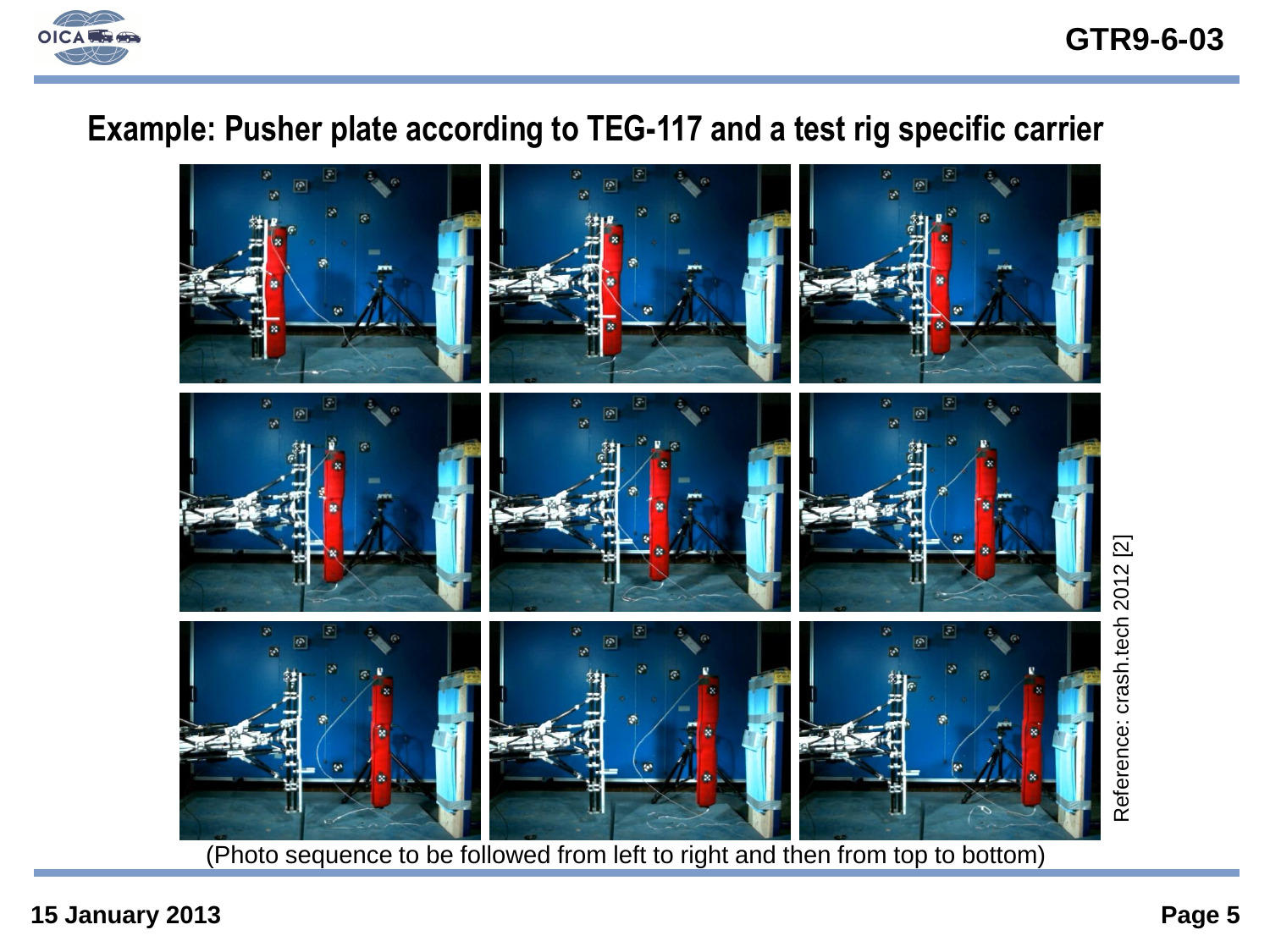## Example: Pusher plate according to TEG-117 and a test rig specific carrier

(Photo sequence to be followed from left to right and then from top to bottom)

Reference: crash.tech 2012 [2]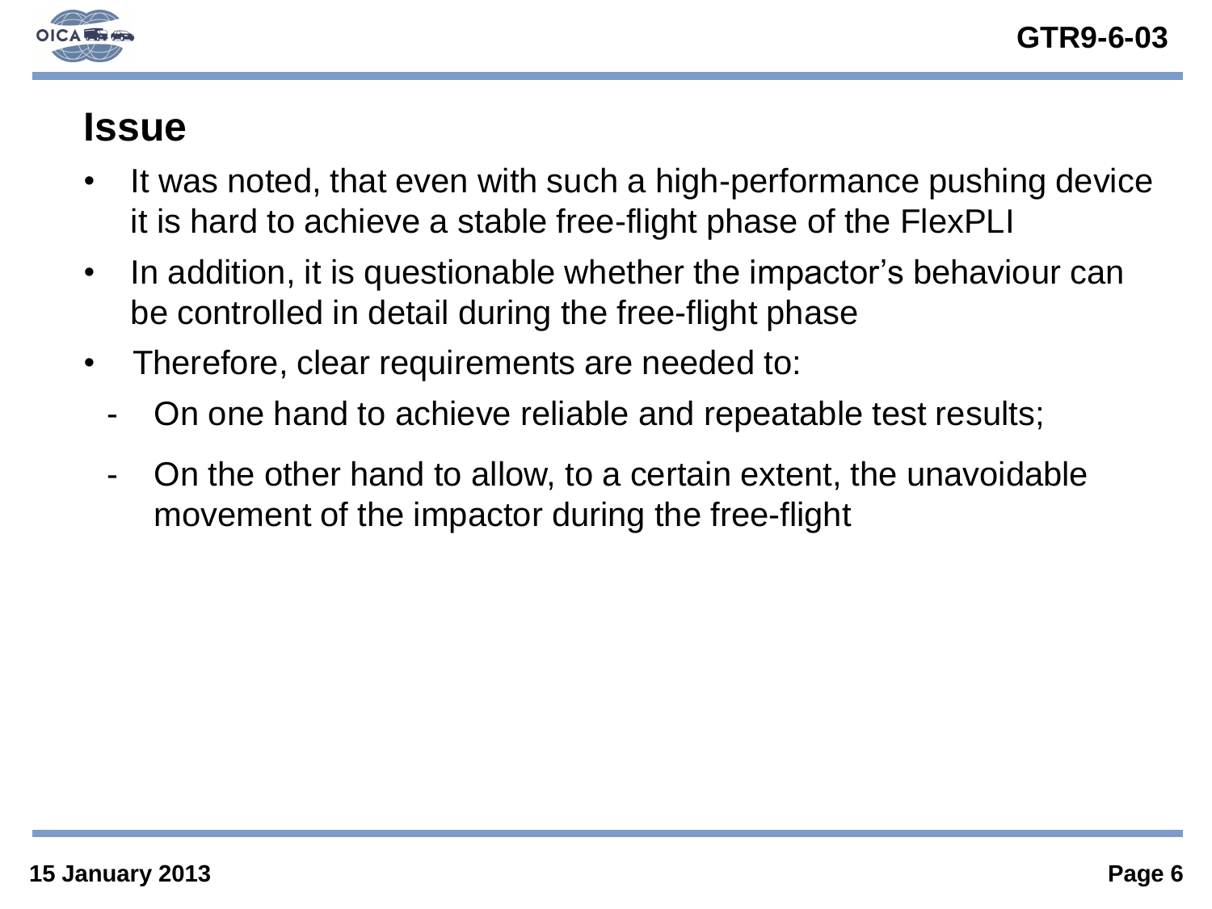# Issue

- It was noted, that even with such a high-performance pushing device it is hard to achieve a stable free-flight phase of the FlexPLI
- In addition, it is questionable whether the impactor's behaviour can be controlled in detail during the free-flight phase
- Therefore, clear requirements are needed to:
  - On one hand to achieve reliable and repeatable test results;
  - On the other hand to allow, to a certain extent, the unavoidable movement of the impactor during the free-flight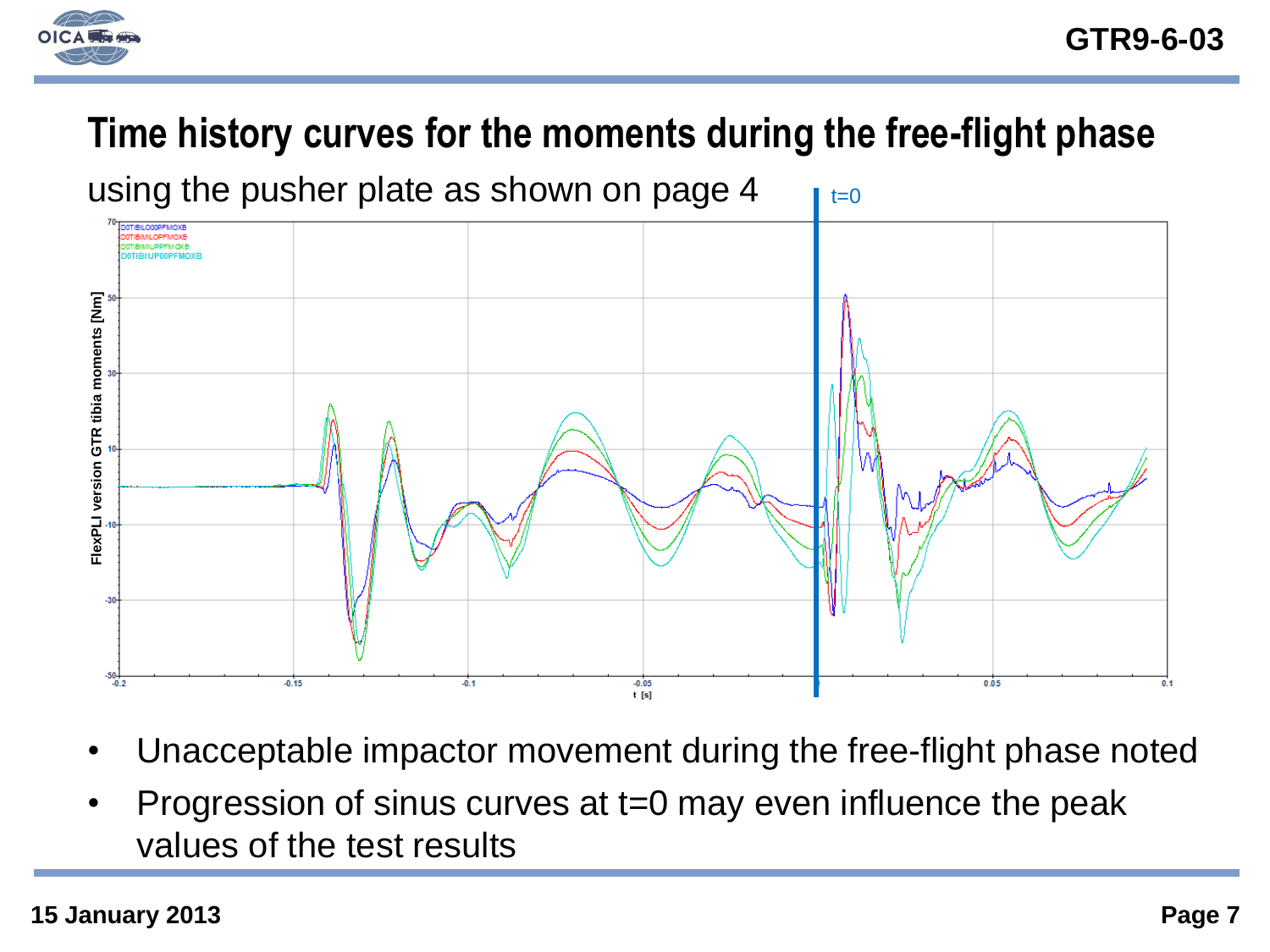# Time history curves for the moments during the free-flight phase

using the pusher plate as shown on page 4

t=0

D0TIBILO00PFMOXB
D0TIBIMILOPFMOXB
D0TIBIMIUPPFMOXB
D0TIBIUP00PFMOXB

FlexPLI version GTR tibia moments [Nm]

t [s]

- Unacceptable impactor movement during the free-flight phase noted
- Progression of sinus curves at t=0 may even influence the peak values of the test results

15 January 2013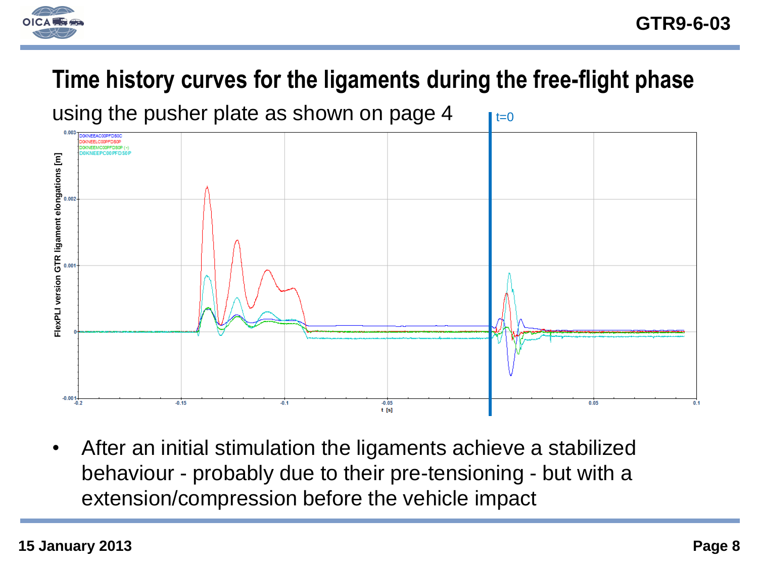# Time history curves for the ligaments during the free-flight phase

using the pusher plate as shown on page 4

t=0

- After an initial stimulation the ligaments achieve a stabilized behaviour - probably due to their pre-tensioning - but with a extension/compression before the vehicle impact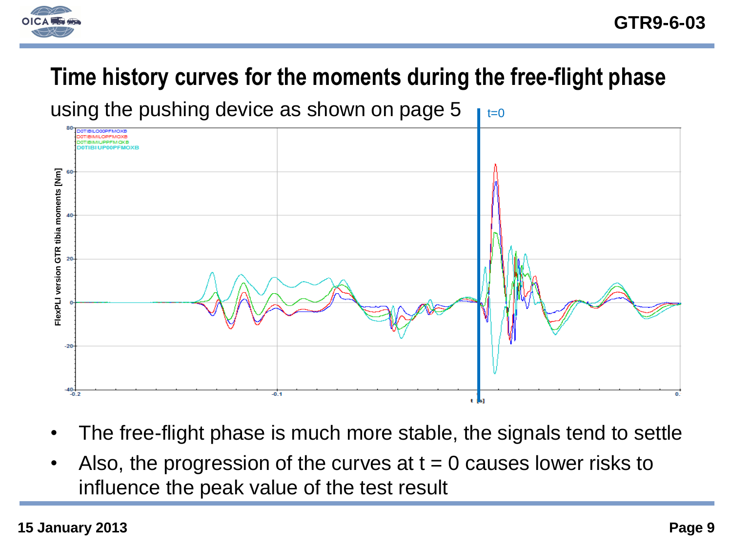# Time history curves for the moments during the free-flight phase

using the pushing device as shown on page 5

- The free-flight phase is much more stable, the signals tend to settle
- Also, the progression of the curves at t = 0 causes lower risks to influence the peak value of the test result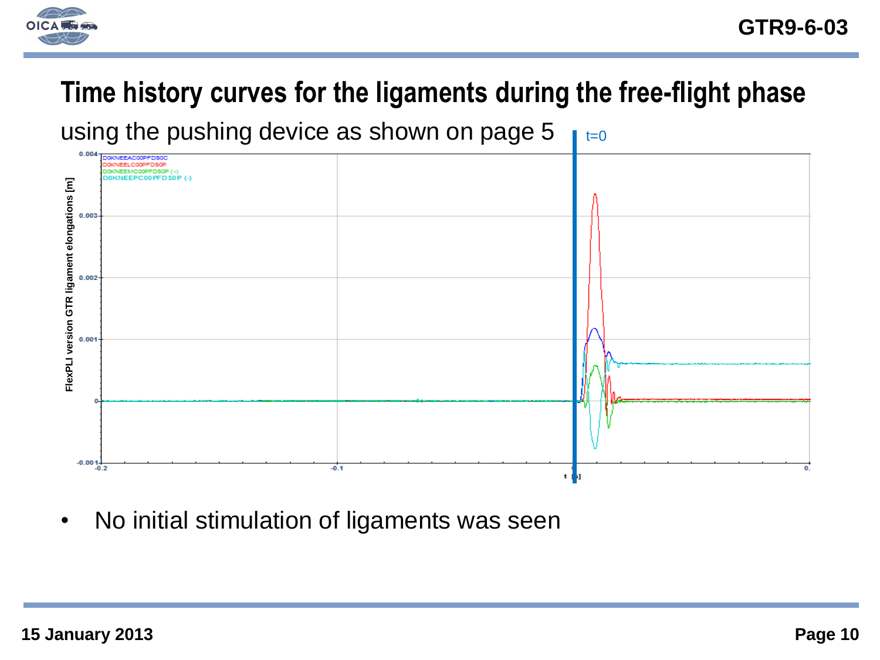# Time history curves for the ligaments during the free-flight phase

using the pushing device as shown on page 5

t=0

D0KNEEAC00PFDS0C
D0KNEELC00PFDS0P
D0KNEEMC00PFDS0P (-)
D0KNEEPC00PFDS0P (-)

FlexPLI version GTR ligament elongations [m]

t [s]

- No initial stimulation of ligaments was seen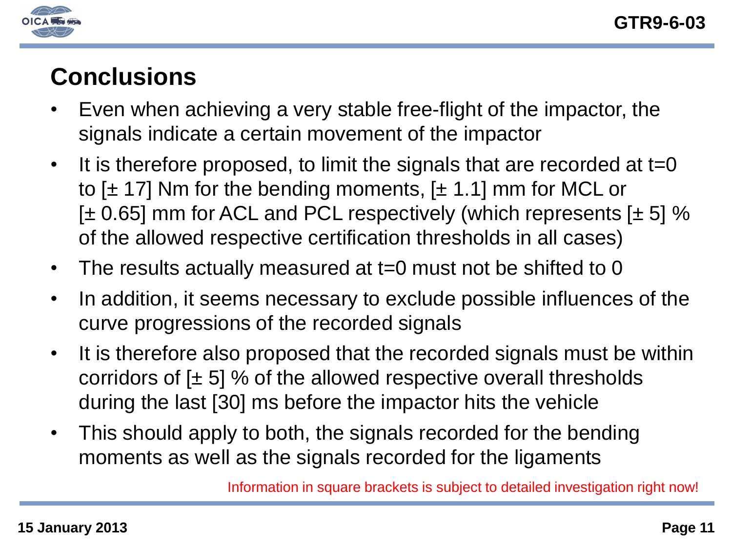## Conclusions

- Even when achieving a very stable free-flight of the impactor, the signals indicate a certain movement of the impactor
- It is therefore proposed, to limit the signals that are recorded at t=0 to [± 17] Nm for the bending moments, [± 1.1] mm for MCL or [± 0.65] mm for ACL and PCL respectively (which represents [± 5] % of the allowed respective certification thresholds in all cases)
- The results actually measured at t=0 must not be shifted to 0
- In addition, it seems necessary to exclude possible influences of the curve progressions of the recorded signals
- It is therefore also proposed that the recorded signals must be within corridors of [± 5] % of the allowed respective overall thresholds during the last [30] ms before the impactor hits the vehicle
- This should apply to both, the signals recorded for the bending moments as well as the signals recorded for the ligaments

Information in square brackets is subject to detailed investigation right now!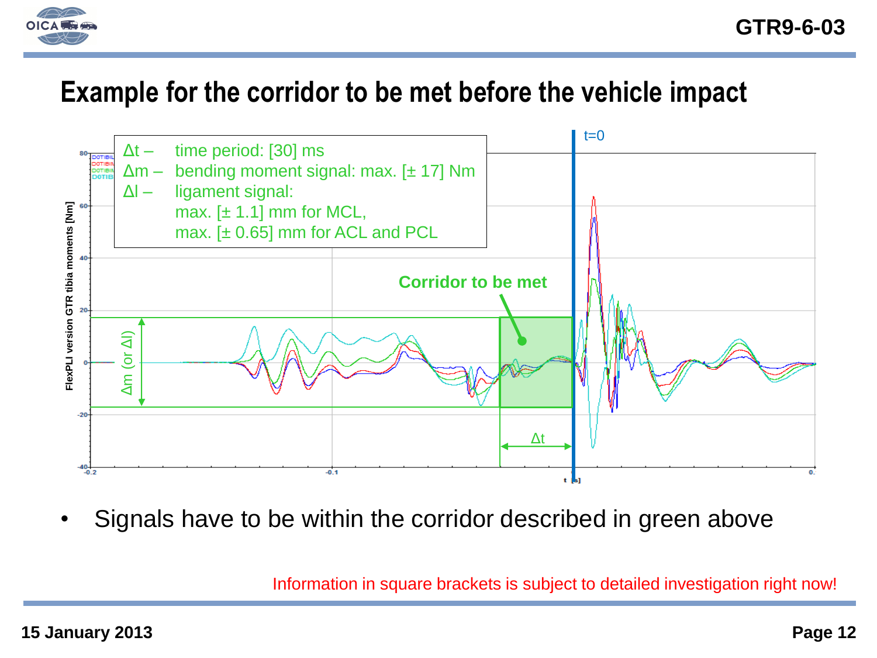# Example for the corridor to be met before the vehicle impact

$\Delta t$ – time period: [30] ms

$\Delta m$ – bending moment signal: max. [± 17] Nm

$\Delta l$ – ligament signal:
max. [± 1.1] mm for MCL,
max. [± 0.65] mm for ACL and PCL

Corridor to be met

t=0

- Signals have to be within the corridor described in green above

Information in square brackets is subject to detailed investigation right now!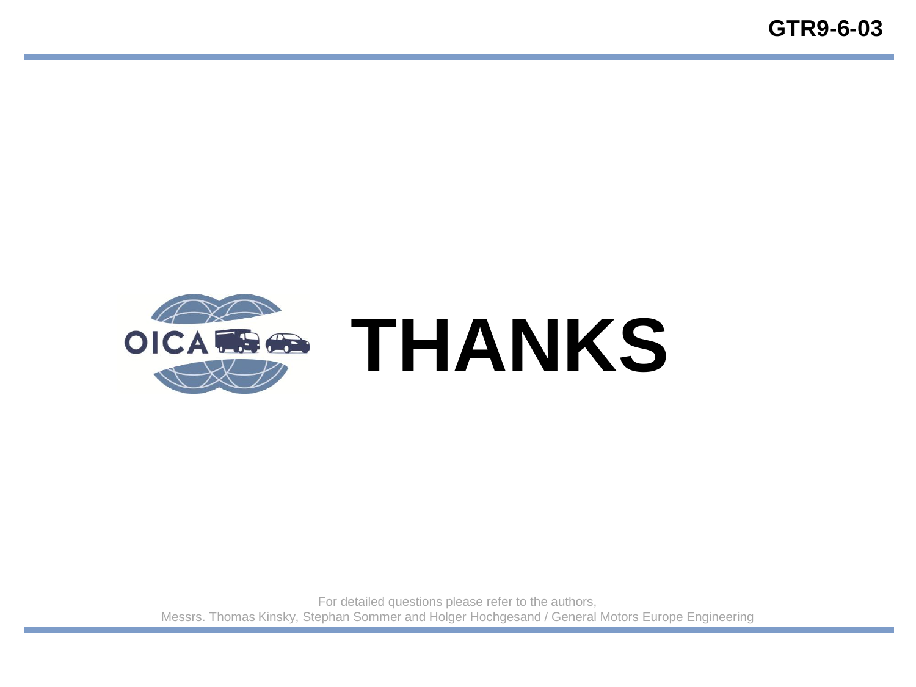# THANKS

For detailed questions please refer to the authors,
Messrs. Thomas Kinsky, Stephan Sommer and Holger Hochgesand / General Motors Europe Engineering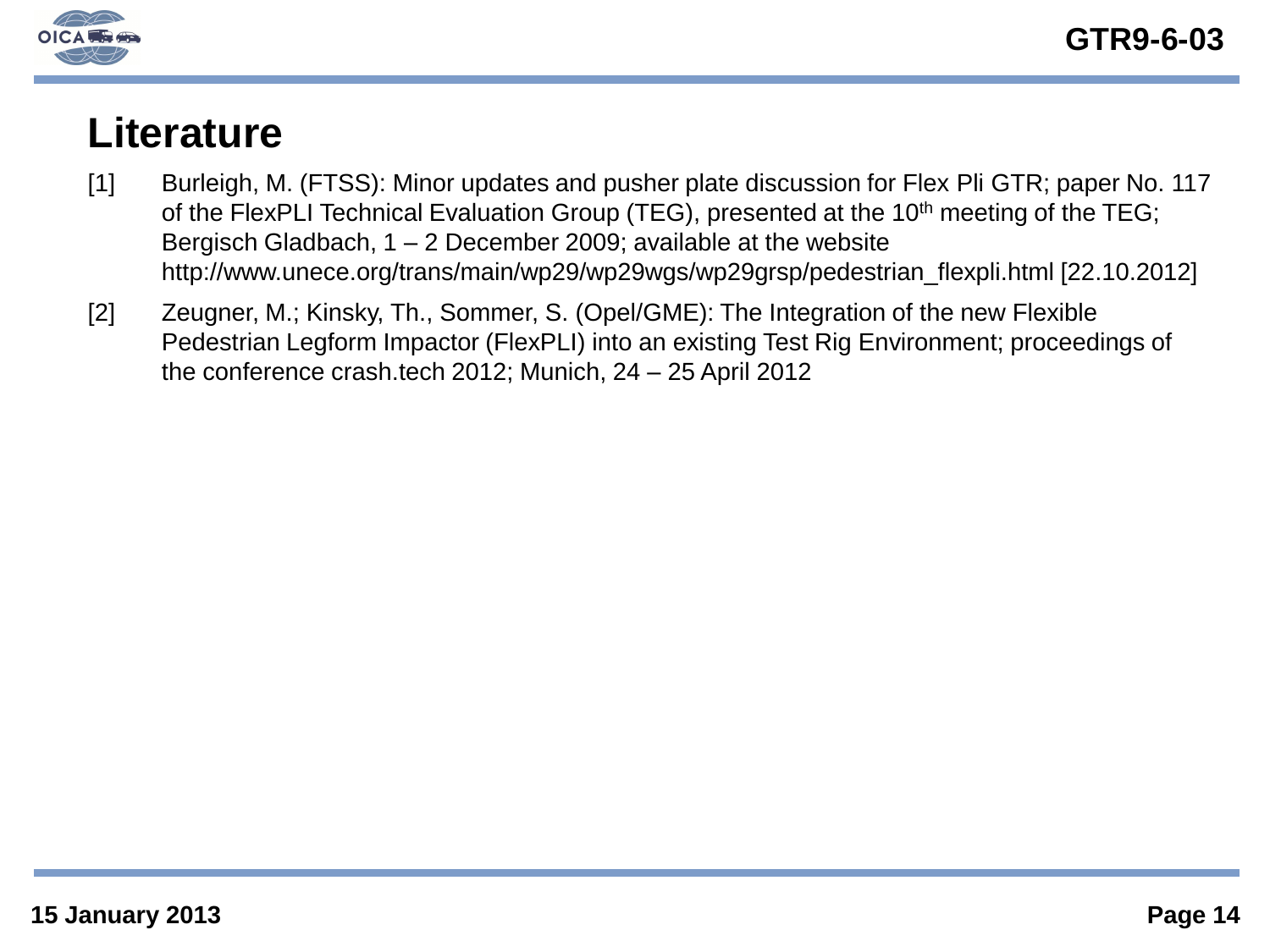# Literature

[1] Burleigh, M. (FTSS): Minor updates and pusher plate discussion for Flex Pli GTR; paper No. 117 of the FlexPLI Technical Evaluation Group (TEG), presented at the 10th meeting of the TEG; Bergisch Gladbach, 1 – 2 December 2009; available at the website http://www.unece.org/trans/main/wp29/wp29wgs/wp29grsp/pedestrian_flexpli.html [22.10.2012]

[2] Zeugner, M.; Kinsky, Th., Sommer, S. (Opel/GME): The Integration of the new Flexible Pedestrian Legform Impactor (FlexPLI) into an existing Test Rig Environment; proceedings of the conference crash.tech 2012; Munich, 24 – 25 April 2012